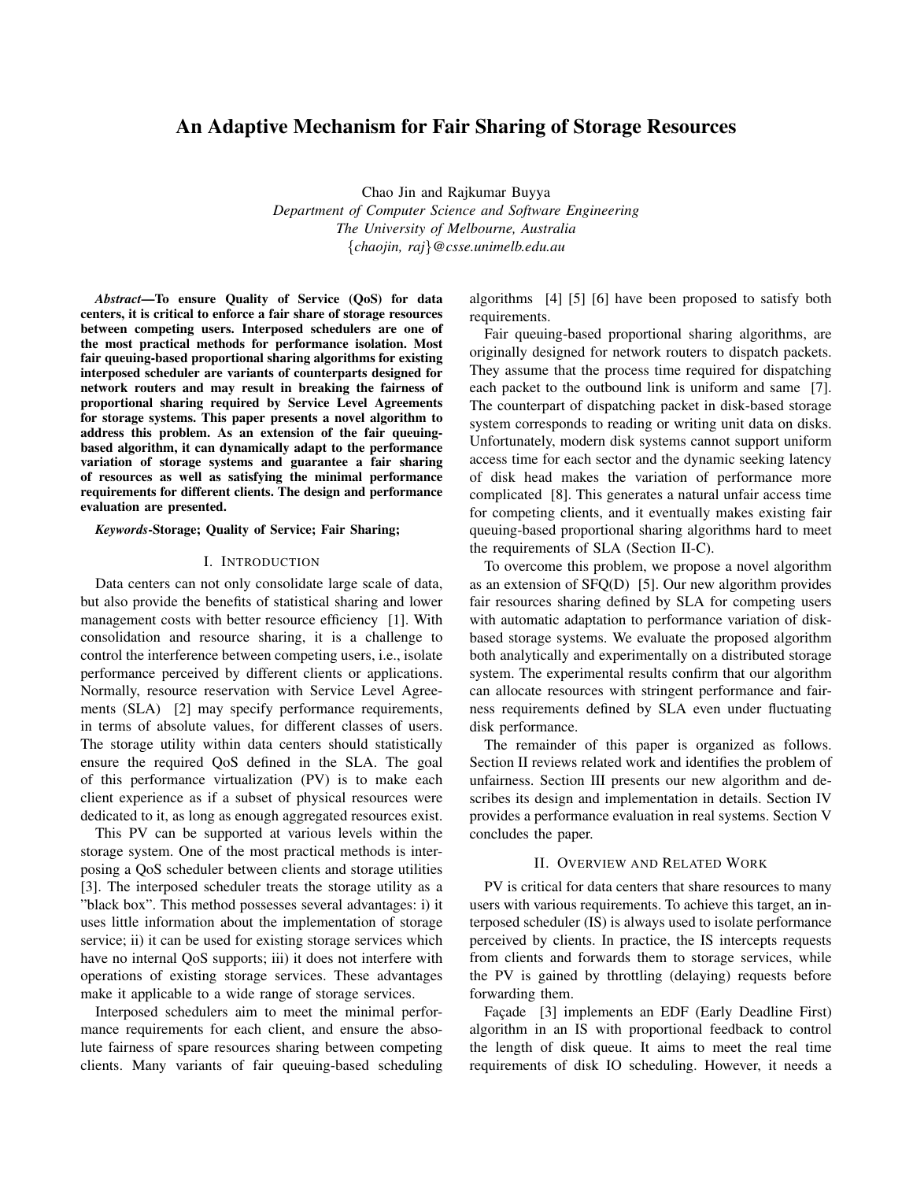# An Adaptive Mechanism for Fair Sharing of Storage Resources

Chao Jin and Rajkumar Buyya

*Department of Computer Science and Software Engineering*
*The University of Melbourne, Australia*
{*chaojin, raj*}*@csse.unimelb.edu.au*

***Abstract*—To ensure Quality of Service (QoS) for data centers, it is critical to enforce a fair share of storage resources between competing users. Interposed schedulers are one of the most practical methods for performance isolation. Most fair queuing-based proportional sharing algorithms for existing interposed scheduler are variants of counterparts designed for network routers and may result in breaking the fairness of proportional sharing required by Service Level Agreements for storage systems. This paper presents a novel algorithm to address this problem. As an extension of the fair queuing-based algorithm, it can dynamically adapt to the performance variation of storage systems and guarantee a fair sharing of resources as well as satisfying the minimal performance requirements for different clients. The design and performance evaluation are presented.**

***Keywords*-Storage; Quality of Service; Fair Sharing;**

## I. Introduction

Data centers can not only consolidate large scale of data, but also provide the benefits of statistical sharing and lower management costs with better resource efficiency [1]. With consolidation and resource sharing, it is a challenge to control the interference between competing users, i.e., isolate performance perceived by different clients or applications. Normally, resource reservation with Service Level Agreements (SLA) [2] may specify performance requirements, in terms of absolute values, for different classes of users. The storage utility within data centers should statistically ensure the required QoS defined in the SLA. The goal of this performance virtualization (PV) is to make each client experience as if a subset of physical resources were dedicated to it, as long as enough aggregated resources exist.

This PV can be supported at various levels within the storage system. One of the most practical methods is interposing a QoS scheduler between clients and storage utilities [3]. The interposed scheduler treats the storage utility as a "black box". This method possesses several advantages: i) it uses little information about the implementation of storage service; ii) it can be used for existing storage services which have no internal QoS supports; iii) it does not interfere with operations of existing storage services. These advantages make it applicable to a wide range of storage services.

Interposed schedulers aim to meet the minimal performance requirements for each client, and ensure the absolute fairness of spare resources sharing between competing clients. Many variants of fair queuing-based scheduling algorithms [4] [5] [6] have been proposed to satisfy both requirements.

Fair queuing-based proportional sharing algorithms, are originally designed for network routers to dispatch packets. They assume that the process time required for dispatching each packet to the outbound link is uniform and same [7]. The counterpart of dispatching packet in disk-based storage system corresponds to reading or writing unit data on disks. Unfortunately, modern disk systems cannot support uniform access time for each sector and the dynamic seeking latency of disk head makes the variation of performance more complicated [8]. This generates a natural unfair access time for competing clients, and it eventually makes existing fair queuing-based proportional sharing algorithms hard to meet the requirements of SLA (Section II-C).

To overcome this problem, we propose a novel algorithm as an extension of SFQ(D) [5]. Our new algorithm provides fair resources sharing defined by SLA for competing users with automatic adaptation to performance variation of disk-based storage systems. We evaluate the proposed algorithm both analytically and experimentally on a distributed storage system. The experimental results confirm that our algorithm can allocate resources with stringent performance and fairness requirements defined by SLA even under fluctuating disk performance.

The remainder of this paper is organized as follows. Section II reviews related work and identifies the problem of unfairness. Section III presents our new algorithm and describes its design and implementation in details. Section IV provides a performance evaluation in real systems. Section V concludes the paper.

## II. Overview and Related Work

PV is critical for data centers that share resources to many users with various requirements. To achieve this target, an interposed scheduler (IS) is always used to isolate performance perceived by clients. In practice, the IS intercepts requests from clients and forwards them to storage services, while the PV is gained by throttling (delaying) requests before forwarding them.

Façade [3] implements an EDF (Early Deadline First) algorithm in an IS with proportional feedback to control the length of disk queue. It aims to meet the real time requirements of disk IO scheduling. However, it needs a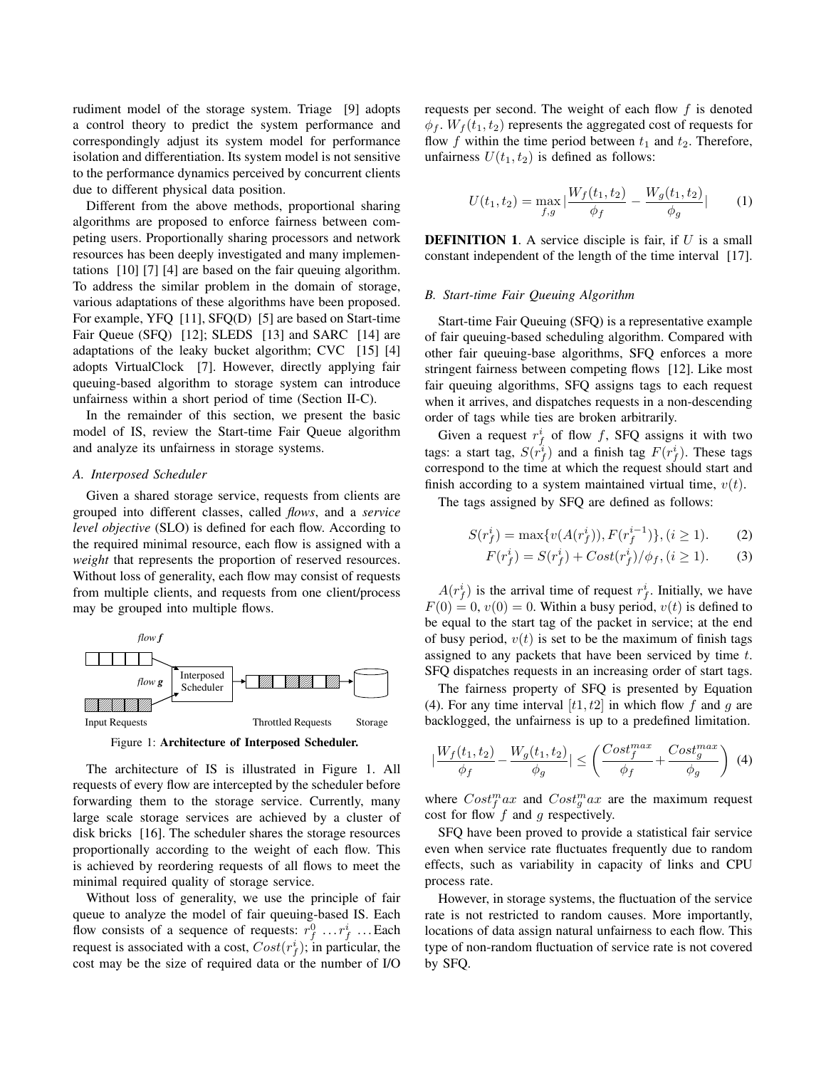rudiment model of the storage system. Triage [9] adopts a control theory to predict the system performance and correspondingly adjust its system model for performance isolation and differentiation. Its system model is not sensitive to the performance dynamics perceived by concurrent clients due to different physical data position.

Different from the above methods, proportional sharing algorithms are proposed to enforce fairness between competing users. Proportionally sharing processors and network resources has been deeply investigated and many implementations [10] [7] [4] are based on the fair queuing algorithm. To address the similar problem in the domain of storage, various adaptations of these algorithms have been proposed. For example, YFQ [11], SFQ(D) [5] are based on Start-time Fair Queue (SFQ) [12]; SLEDS [13] and SARC [14] are adaptations of the leaky bucket algorithm; CVC [15] [4] adopts VirtualClock [7]. However, directly applying fair queuing-based algorithm to storage system can introduce unfairness within a short period of time (Section II-C).

In the remainder of this section, we present the basic model of IS, review the Start-time Fair Queue algorithm and analyze its unfairness in storage systems.

### *A. Interposed Scheduler*

Given a shared storage service, requests from clients are grouped into different classes, called *flows*, and a *service level objective* (SLO) is defined for each flow. According to the required minimal resource, each flow is assigned with a *weight* that represents the proportion of reserved resources. Without loss of generality, each flow may consist of requests from multiple clients, and requests from one client/process may be grouped into multiple flows.

Figure 1: **Architecture of Interposed Scheduler.**

The architecture of IS is illustrated in Figure 1. All requests of every flow are intercepted by the scheduler before forwarding them to the storage service. Currently, many large scale storage services are achieved by a cluster of disk bricks [16]. The scheduler shares the storage resources proportionally according to the weight of each flow. This is achieved by reordering requests of all flows to meet the minimal required quality of storage service.

Without loss of generality, we use the principle of fair queue to analyze the model of fair queuing-based IS. Each flow consists of a sequence of requests: $r_f^0 \ldots r_f^i \ldots$ Each request is associated with a cost, $Cost(r_f^i)$; in particular, the cost may be the size of required data or the number of I/O requests per second. The weight of each flow $f$ is denoted $\phi_f$. $W_f(t_1, t_2)$ represents the aggregated cost of requests for flow $f$ within the time period between $t_1$ and $t_2$. Therefore, unfairness $U(t_1, t_2)$ is defined as follows:

$$U(t_1, t_2) = \max_{f,g} \left| \frac{W_f(t_1, t_2)}{\phi_f} - \frac{W_g(t_1, t_2)}{\phi_g} \right| \tag{1}$$

**DEFINITION 1**. A service disciple is fair, if $U$ is a small constant independent of the length of the time interval [17].

### *B. Start-time Fair Queuing Algorithm*

Start-time Fair Queuing (SFQ) is a representative example of fair queuing-based scheduling algorithm. Compared with other fair queuing-base algorithms, SFQ enforces a more stringent fairness between competing flows [12]. Like most fair queuing algorithms, SFQ assigns tags to each request when it arrives, and dispatches requests in a non-descending order of tags while ties are broken arbitrarily.

Given a request $r_f^i$ of flow $f$, SFQ assigns it with two tags: a start tag, $S(r_f^i)$ and a finish tag $F(r_f^i)$. These tags correspond to the time at which the request should start and finish according to a system maintained virtual time, $v(t)$.

The tags assigned by SFQ are defined as follows:

$$S(r_f^i) = \max\{v(A(r_f^i)), F(r_f^{i-1})\}, (i \geq 1). \tag{2}$$

$$F(r_f^i) = S(r_f^i) + Cost(r_f^i)/\phi_f, (i \geq 1). \tag{3}$$

$A(r_f^i)$ is the arrival time of request $r_f^i$. Initially, we have $F(0) = 0$, $v(0) = 0$. Within a busy period, $v(t)$ is defined to be equal to the start tag of the packet in service; at the end of busy period, $v(t)$ is set to be the maximum of finish tags assigned to any packets that have been serviced by time $t$. SFQ dispatches requests in an increasing order of start tags.

The fairness property of SFQ is presented by Equation (4). For any time interval $[t1, t2]$ in which flow $f$ and $g$ are backlogged, the unfairness is up to a predefined limitation.

$$\left| \frac{W_f(t_1, t_2)}{\phi_f} - \frac{W_g(t_1, t_2)}{\phi_g} \right| \leq \left( \frac{Cost_f^{max}}{\phi_f} + \frac{Cost_g^{max}}{\phi_g} \right) \tag{4}$$

where $Cost_f^m ax$ and $Cost_g^m ax$ are the maximum request cost for flow $f$ and $g$ respectively.

SFQ have been proved to provide a statistical fair service even when service rate fluctuates frequently due to random effects, such as variability in capacity of links and CPU process rate.

However, in storage systems, the fluctuation of the service rate is not restricted to random causes. More importantly, locations of data assign natural unfairness to each flow. This type of non-random fluctuation of service rate is not covered by SFQ.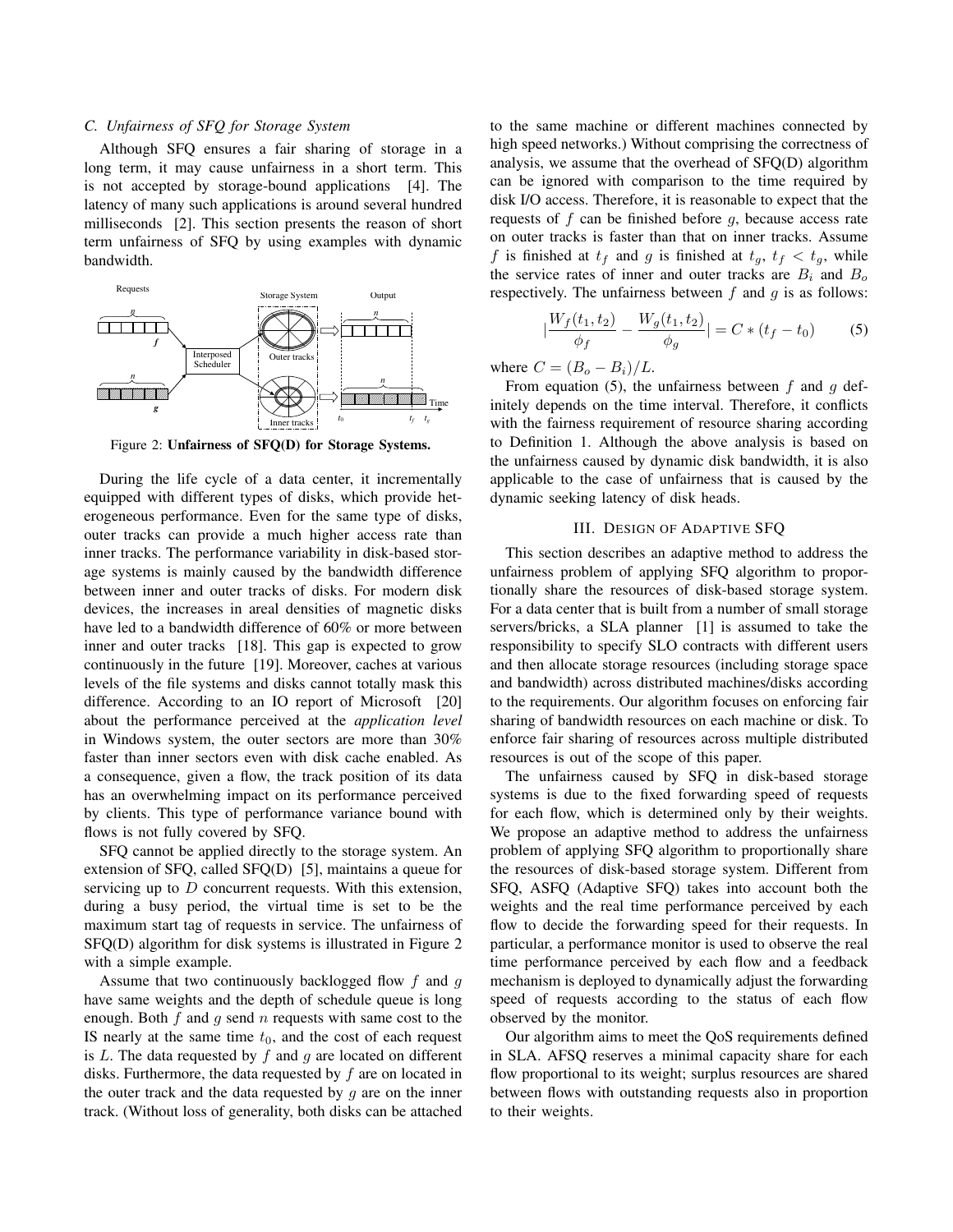### C. Unfairness of SFQ for Storage System

Although SFQ ensures a fair sharing of storage in a long term, it may cause unfairness in a short term. This is not accepted by storage-bound applications [4]. The latency of many such applications is around several hundred milliseconds [2]. This section presents the reason of short term unfairness of SFQ by using examples with dynamic bandwidth.

Figure 2: **Unfairness of SFQ(D) for Storage Systems.**

During the life cycle of a data center, it incrementally equipped with different types of disks, which provide heterogeneous performance. Even for the same type of disks, outer tracks can provide a much higher access rate than inner tracks. The performance variability in disk-based storage systems is mainly caused by the bandwidth difference between inner and outer tracks of disks. For modern disk devices, the increases in areal densities of magnetic disks have led to a bandwidth difference of 60% or more between inner and outer tracks [18]. This gap is expected to grow continuously in the future [19]. Moreover, caches at various levels of the file systems and disks cannot totally mask this difference. According to an IO report of Microsoft [20] about the performance perceived at the *application level* in Windows system, the outer sectors are more than 30% faster than inner sectors even with disk cache enabled. As a consequence, given a flow, the track position of its data has an overwhelming impact on its performance perceived by clients. This type of performance variance bound with flows is not fully covered by SFQ.

SFQ cannot be applied directly to the storage system. An extension of SFQ, called SFQ(D) [5], maintains a queue for servicing up to $D$ concurrent requests. With this extension, during a busy period, the virtual time is set to be the maximum start tag of requests in service. The unfairness of SFQ(D) algorithm for disk systems is illustrated in Figure 2 with a simple example.

Assume that two continuously backlogged flow $f$ and $g$ have same weights and the depth of schedule queue is long enough. Both $f$ and $g$ send $n$ requests with same cost to the IS nearly at the same time $t_0$, and the cost of each request is $L$. The data requested by $f$ and $g$ are located on different disks. Furthermore, the data requested by $f$ are on located in the outer track and the data requested by $g$ are on the inner track. (Without loss of generality, both disks can be attached to the same machine or different machines connected by high speed networks.) Without comprising the correctness of analysis, we assume that the overhead of SFQ(D) algorithm can be ignored with comparison to the time required by disk I/O access. Therefore, it is reasonable to expect that the requests of $f$ can be finished before $g$, because access rate on outer tracks is faster than that on inner tracks. Assume $f$ is finished at $t_f$ and $g$ is finished at $t_g$, $t_f < t_g$, while the service rates of inner and outer tracks are $B_i$ and $B_o$ respectively. The unfairness between $f$ and $g$ is as follows:

$$\left|\frac{W_f(t_1,t_2)}{\phi_f} - \frac{W_g(t_1,t_2)}{\phi_g}\right| = C * (t_f - t_0) \qquad (5)$$

where $C = (B_o - B_i)/L$.

From equation (5), the unfairness between $f$ and $g$ definitely depends on the time interval. Therefore, it conflicts with the fairness requirement of resource sharing according to Definition 1. Although the above analysis is based on the unfairness caused by dynamic disk bandwidth, it is also applicable to the case of unfairness that is caused by the dynamic seeking latency of disk heads.

## III. Design of Adaptive SFQ

This section describes an adaptive method to address the unfairness problem of applying SFQ algorithm to proportionally share the resources of disk-based storage system. For a data center that is built from a number of small storage servers/bricks, a SLA planner [1] is assumed to take the responsibility to specify SLO contracts with different users and then allocate storage resources (including storage space and bandwidth) across distributed machines/disks according to the requirements. Our algorithm focuses on enforcing fair sharing of bandwidth resources on each machine or disk. To enforce fair sharing of resources across multiple distributed resources is out of the scope of this paper.

The unfairness caused by SFQ in disk-based storage systems is due to the fixed forwarding speed of requests for each flow, which is determined only by their weights. We propose an adaptive method to address the unfairness problem of applying SFQ algorithm to proportionally share the resources of disk-based storage system. Different from SFQ, ASFQ (Adaptive SFQ) takes into account both the weights and the real time performance perceived by each flow to decide the forwarding speed for their requests. In particular, a performance monitor is used to observe the real time performance perceived by each flow and a feedback mechanism is deployed to dynamically adjust the forwarding speed of requests according to the status of each flow observed by the monitor.

Our algorithm aims to meet the QoS requirements defined in SLA. AFSQ reserves a minimal capacity share for each flow proportional to its weight; surplus resources are shared between flows with outstanding requests also in proportion to their weights.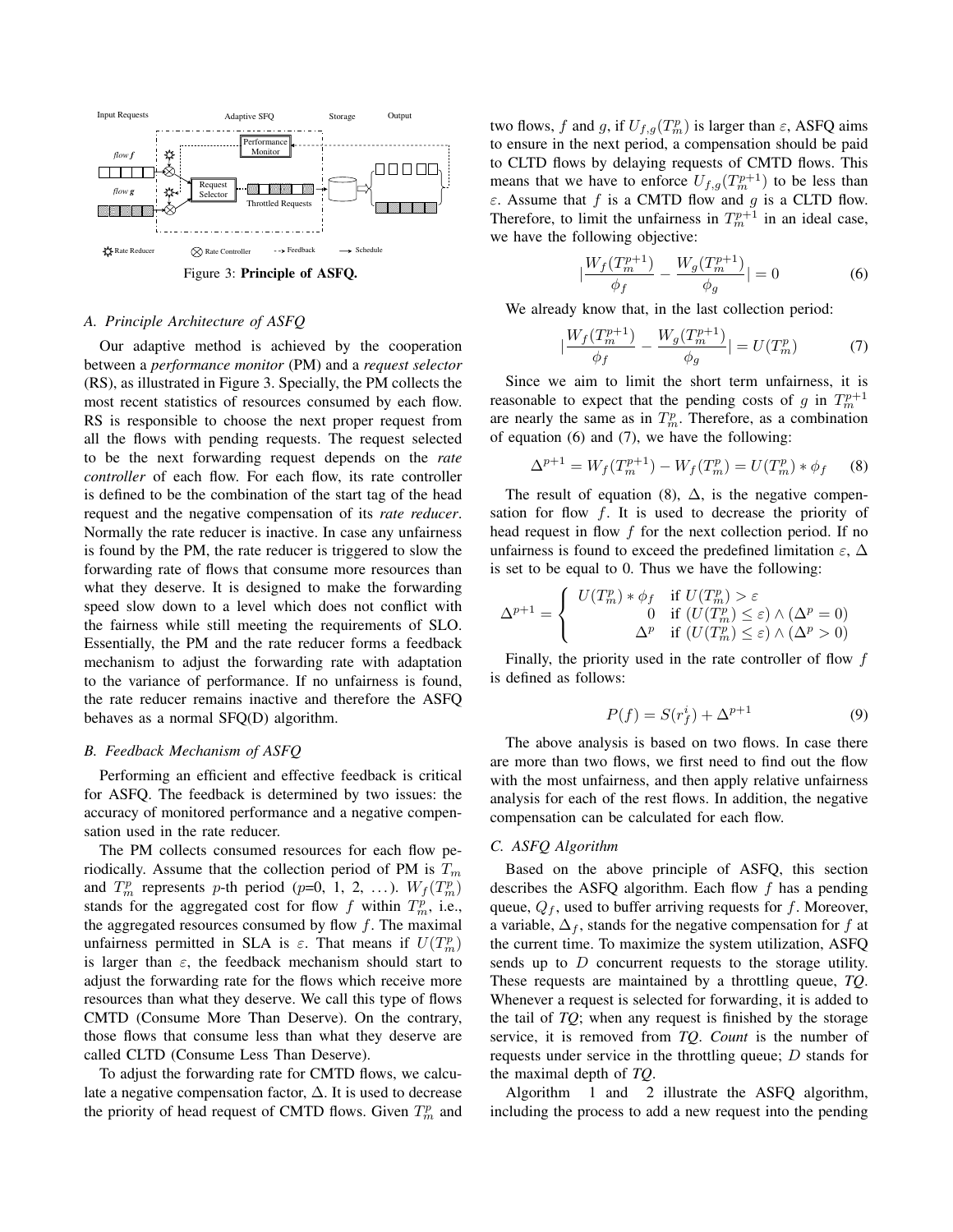Figure 3: **Principle of ASFQ.**

### A. Principle Architecture of ASFQ

Our adaptive method is achieved by the cooperation between a *performance monitor* (PM) and a *request selector* (RS), as illustrated in Figure 3. Specially, the PM collects the most recent statistics of resources consumed by each flow. RS is responsible to choose the next proper request from all the flows with pending requests. The request selected to be the next forwarding request depends on the *rate controller* of each flow. For each flow, its rate controller is defined to be the combination of the start tag of the head request and the negative compensation of its *rate reducer*. Normally the rate reducer is inactive. In case any unfairness is found by the PM, the rate reducer is triggered to slow the forwarding rate of flows that consume more resources than what they deserve. It is designed to make the forwarding speed slow down to a level which does not conflict with the fairness while still meeting the requirements of SLO. Essentially, the PM and the rate reducer forms a feedback mechanism to adjust the forwarding rate with adaptation to the variance of performance. If no unfairness is found, the rate reducer remains inactive and therefore the ASFQ behaves as a normal SFQ(D) algorithm.

### B. Feedback Mechanism of ASFQ

Performing an efficient and effective feedback is critical for ASFQ. The feedback is determined by two issues: the accuracy of monitored performance and a negative compensation used in the rate reducer.

The PM collects consumed resources for each flow periodically. Assume that the collection period of PM is $T_m$ and $T_m^p$ represents $p$-th period ($p$=0, 1, 2, ...). $W_f(T_m^p)$ stands for the aggregated cost for flow $f$ within $T_m^p$, i.e., the aggregated resources consumed by flow $f$. The maximal unfairness permitted in SLA is $\varepsilon$. That means if $U(T_m^p)$ is larger than $\varepsilon$, the feedback mechanism should start to adjust the forwarding rate for the flows which receive more resources than what they deserve. We call this type of flows CMTD (Consume More Than Deserve). On the contrary, those flows that consume less than what they deserve are called CLTD (Consume Less Than Deserve).

To adjust the forwarding rate for CMTD flows, we calculate a negative compensation factor, $\Delta$. It is used to decrease the priority of head request of CMTD flows. Given $T_m^p$ and two flows, $f$ and $g$, if $U_{f,g}(T_m^p)$ is larger than $\varepsilon$, ASFQ aims to ensure in the next period, a compensation should be paid to CLTD flows by delaying requests of CMTD flows. This means that we have to enforce $U_{f,g}(T_m^{p+1})$ to be less than $\varepsilon$. Assume that $f$ is a CMTD flow and $g$ is a CLTD flow. Therefore, to limit the unfairness in $T_m^{p+1}$ in an ideal case, we have the following objective:

$$\left|\frac{W_f(T_m^{p+1})}{\phi_f} - \frac{W_g(T_m^{p+1})}{\phi_g}\right| = 0 \quad (6)$$

We already know that, in the last collection period:

$$\left|\frac{W_f(T_m^{p+1})}{\phi_f} - \frac{W_g(T_m^{p+1})}{\phi_g}\right| = U(T_m^p) \quad (7)$$

Since we aim to limit the short term unfairness, it is reasonable to expect that the pending costs of $g$ in $T_m^{p+1}$ are nearly the same as in $T_m^p$. Therefore, as a combination of equation (6) and (7), we have the following:

$$\Delta^{p+1} = W_f(T_m^{p+1}) - W_f(T_m^p) = U(T_m^p) * \phi_f \quad (8)$$

The result of equation (8), $\Delta$, is the negative compensation for flow $f$. It is used to decrease the priority of head request in flow $f$ for the next collection period. If no unfairness is found to exceed the predefined limitation $\varepsilon$, $\Delta$ is set to be equal to 0. Thus we have the following:

$$\Delta^{p+1} = \begin{cases} U(T_m^p) * \phi_f & \text{if } U(T_m^p) > \varepsilon \\ 0 & \text{if } (U(T_m^p) \leq \varepsilon) \wedge (\Delta^p = 0) \\ \Delta^p & \text{if } (U(T_m^p) \leq \varepsilon) \wedge (\Delta^p > 0) \end{cases}$$

Finally, the priority used in the rate controller of flow $f$ is defined as follows:

$$P(f) = S(r_f^i) + \Delta^{p+1} \quad (9)$$

The above analysis is based on two flows. In case there are more than two flows, we first need to find out the flow with the most unfairness, and then apply relative unfairness analysis for each of the rest flows. In addition, the negative compensation can be calculated for each flow.

### C. ASFQ Algorithm

Based on the above principle of ASFQ, this section describes the ASFQ algorithm. Each flow $f$ has a pending queue, $Q_f$, used to buffer arriving requests for $f$. Moreover, a variable, $\Delta_f$, stands for the negative compensation for $f$ at the current time. To maximize the system utilization, ASFQ sends up to $D$ concurrent requests to the storage utility. These requests are maintained by a throttling queue, ***TQ***. Whenever a request is selected for forwarding, it is added to the tail of ***TQ***; when any request is finished by the storage service, it is removed from ***TQ***. ***Count*** is the number of requests under service in the throttling queue; $D$ stands for the maximal depth of ***TQ***.

Algorithm 1 and 2 illustrate the ASFQ algorithm, including the process to add a new request into the pending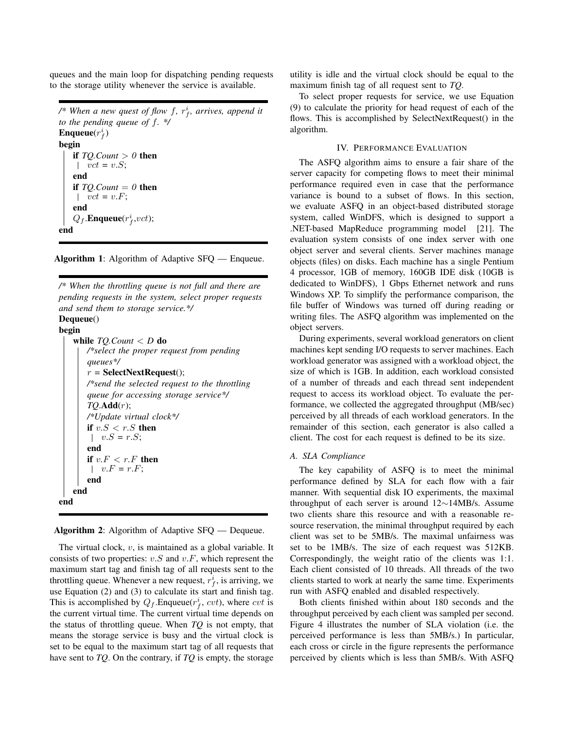queues and the main loop for dispatching pending requests to the storage utility whenever the service is available.

```
/* When a new quest of flow f, r_f^i, arrives, append it
to the pending queue of f. */
Enqueue(r_f^i)
begin
    if TQ.Count > 0 then
    |  vct = v.S;
    end
    if TQ.Count = 0 then
    |  vct = v.F;
    end
    Q_f.Enqueue(r_f^i,vct);
end
```

**Algorithm 1**: Algorithm of Adaptive SFQ — Enqueue.

```
/* When the throttling queue is not full and there are
pending requests in the system, select proper requests
and send them to storage service.*/
Dequeue()
begin
    while TQ.Count < D do
        /*select the proper request from pending
        queues*/
        r = SelectNextRequest();
        /*send the selected request to the throttling
        queue for accessing storage service*/
        TQ.Add(r);
        /*Update virtual clock*/
        if v.S < r.S then
        |  v.S = r.S;
        end
        if v.F < r.F then
        |  v.F = r.F;
        end
    end
end
```

**Algorithm 2**: Algorithm of Adaptive SFQ — Dequeue.

The virtual clock, $v$, is maintained as a global variable. It consists of two properties: $v.S$ and $v.F$, which represent the maximum start tag and finish tag of all requests sent to the throttling queue. Whenever a new request, $r_f^i$, is arriving, we use Equation (2) and (3) to calculate its start and finish tag. This is accomplished by $Q_f$.Enqueue($r_f^i$, $cvt$), where $cvt$ is the current virtual time. The current virtual time depends on the status of throttling queue. When *TQ* is not empty, that means the storage service is busy and the virtual clock is set to be equal to the maximum start tag of all requests that have sent to *TQ*. On the contrary, if *TQ* is empty, the storage utility is idle and the virtual clock should be equal to the maximum finish tag of all request sent to *TQ*.

To select proper requests for service, we use Equation (9) to calculate the priority for head request of each of the flows. This is accomplished by SelectNextRequest() in the algorithm.

## IV. Performance Evaluation

The ASFQ algorithm aims to ensure a fair share of the server capacity for competing flows to meet their minimal performance required even in case that the performance variance is bound to a subset of flows. In this section, we evaluate ASFQ in an object-based distributed storage system, called WinDFS, which is designed to support a .NET-based MapReduce programming model [21]. The evaluation system consists of one index server with one object server and several clients. Server machines manage objects (files) on disks. Each machine has a single Pentium 4 processor, 1GB of memory, 160GB IDE disk (10GB is dedicated to WinDFS), 1 Gbps Ethernet network and runs Windows XP. To simplify the performance comparison, the file buffer of Windows was turned off during reading or writing files. The ASFQ algorithm was implemented on the object servers.

During experiments, several workload generators on client machines kept sending I/O requests to server machines. Each workload generator was assigned with a workload object, the size of which is 1GB. In addition, each workload consisted of a number of threads and each thread sent independent request to access its workload object. To evaluate the performance, we collected the aggregated throughput (MB/sec) perceived by all threads of each workload generators. In the remainder of this section, each generator is also called a client. The cost for each request is defined to be its size.

### A. SLA Compliance

The key capability of ASFQ is to meet the minimal performance defined by SLA for each flow with a fair manner. With sequential disk IO experiments, the maximal throughput of each server is around 12∼14MB/s. Assume two clients share this resource and with a reasonable resource reservation, the minimal throughput required by each client was set to be 5MB/s. The maximal unfairness was set to be 1MB/s. The size of each request was 512KB. Correspondingly, the weight ratio of the clients was 1:1. Each client consisted of 10 threads. All threads of the two clients started to work at nearly the same time. Experiments run with ASFQ enabled and disabled respectively.

Both clients finished within about 180 seconds and the throughput perceived by each client was sampled per second. Figure 4 illustrates the number of SLA violation (i.e. the perceived performance is less than 5MB/s.) In particular, each cross or circle in the figure represents the performance perceived by clients which is less than 5MB/s. With ASFQ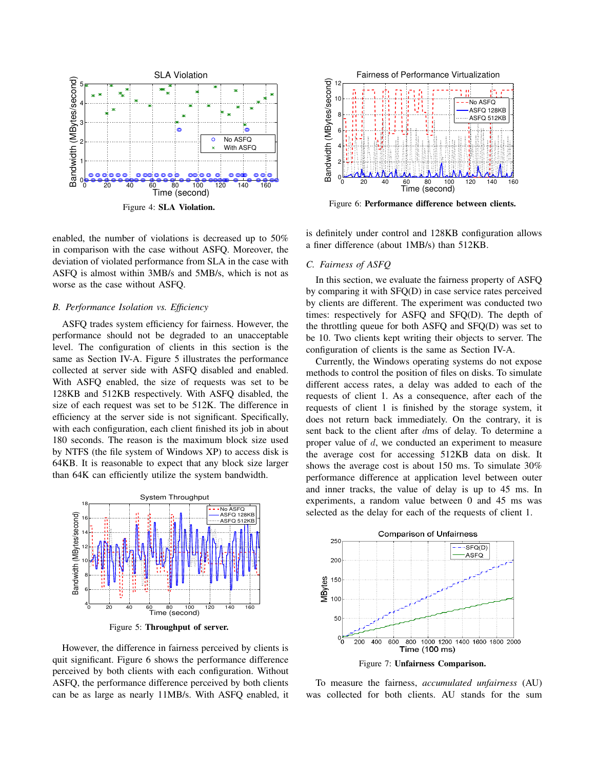Figure 4: **SLA Violation.**

enabled, the number of violations is decreased up to 50% in comparison with the case without ASFQ. Moreover, the deviation of violated performance from SLA in the case with ASFQ is almost within 3MB/s and 5MB/s, which is not as worse as the case without ASFQ.

### *B. Performance Isolation vs. Efficiency*

ASFQ trades system efficiency for fairness. However, the performance should not be degraded to an unacceptable level. The configuration of clients in this section is the same as Section IV-A. Figure 5 illustrates the performance collected at server side with ASFQ disabled and enabled. With ASFQ enabled, the size of requests was set to be 128KB and 512KB respectively. With ASFQ disabled, the size of each request was set to be 512K. The difference in efficiency at the server side is not significant. Specifically, with each configuration, each client finished its job in about 180 seconds. The reason is the maximum block size used by NTFS (the file system of Windows XP) to access disk is 64KB. It is reasonable to expect that any block size larger than 64K can efficiently utilize the system bandwidth.

Figure 5: **Throughput of server.**

However, the difference in fairness perceived by clients is quit significant. Figure 6 shows the performance difference perceived by both clients with each configuration. Without ASFQ, the performance difference perceived by both clients can be as large as nearly 11MB/s. With ASFQ enabled, it is definitely under control and 128KB configuration allows a finer difference (about 1MB/s) than 512KB.

Figure 6: **Performance difference between clients.**

### *C. Fairness of ASFQ*

In this section, we evaluate the fairness property of ASFQ by comparing it with SFQ(D) in case service rates perceived by clients are different. The experiment was conducted two times: respectively for ASFQ and SFQ(D). The depth of the throttling queue for both ASFQ and SFQ(D) was set to be 10. Two clients kept writing their objects to server. The configuration of clients is the same as Section IV-A.

Currently, the Windows operating systems do not expose methods to control the position of files on disks. To simulate different access rates, a delay was added to each of the requests of client 1. As a consequence, after each of the requests of client 1 is finished by the storage system, it does not return back immediately. On the contrary, it is sent back to the client after $d$ms of delay. To determine a proper value of $d$, we conducted an experiment to measure the average cost for accessing 512KB data on disk. It shows the average cost is about 150 ms. To simulate 30% performance difference at application level between outer and inner tracks, the value of delay is up to 45 ms. In experiments, a random value between 0 and 45 ms was selected as the delay for each of the requests of client 1.

Figure 7: **Unfairness Comparison.**

To measure the fairness, *accumulated unfairness* (AU) was collected for both clients. AU stands for the sum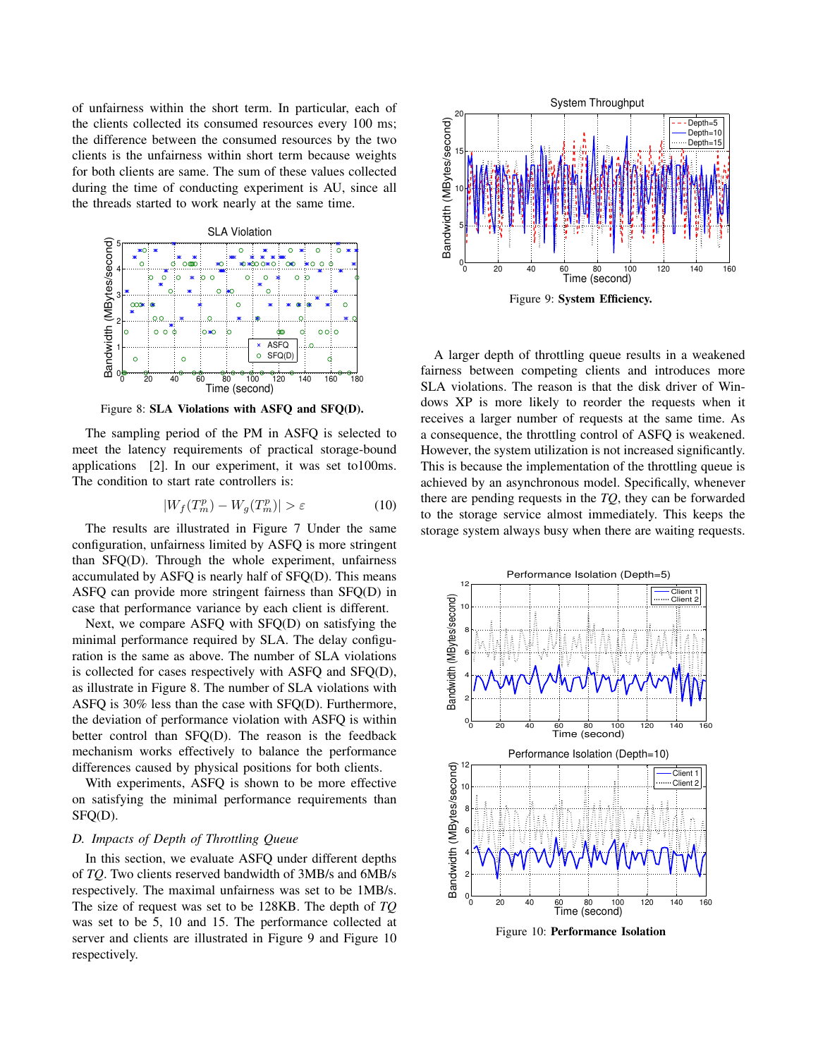of unfairness within the short term. In particular, each of the clients collected its consumed resources every 100 ms; the difference between the consumed resources by the two clients is the unfairness within short term because weights for both clients are same. The sum of these values collected during the time of conducting experiment is AU, since all the threads started to work nearly at the same time.

Figure 8: **SLA Violations with ASFQ and SFQ(D).**

The sampling period of the PM in ASFQ is selected to meet the latency requirements of practical storage-bound applications [2]. In our experiment, it was set to100ms. The condition to start rate controllers is:

$$|W_f(T_m^p) - W_g(T_m^p)| > \varepsilon \tag{10}$$

The results are illustrated in Figure 7 Under the same configuration, unfairness limited by ASFQ is more stringent than SFQ(D). Through the whole experiment, unfairness accumulated by ASFQ is nearly half of SFQ(D). This means ASFQ can provide more stringent fairness than SFQ(D) in case that performance variance by each client is different.

Next, we compare ASFQ with SFQ(D) on satisfying the minimal performance required by SLA. The delay configuration is the same as above. The number of SLA violations is collected for cases respectively with ASFQ and SFQ(D), as illustrate in Figure 8. The number of SLA violations with ASFQ is 30% less than the case with SFQ(D). Furthermore, the deviation of performance violation with ASFQ is within better control than SFQ(D). The reason is the feedback mechanism works effectively to balance the performance differences caused by physical positions for both clients.

With experiments, ASFQ is shown to be more effective on satisfying the minimal performance requirements than SFQ(D).

### D. Impacts of Depth of Throttling Queue

In this section, we evaluate ASFQ under different depths of *TQ*. Two clients reserved bandwidth of 3MB/s and 6MB/s respectively. The maximal unfairness was set to be 1MB/s. The size of request was set to be 128KB. The depth of *TQ* was set to be 5, 10 and 15. The performance collected at server and clients are illustrated in Figure 9 and Figure 10 respectively.

Figure 9: **System Efficiency.**

A larger depth of throttling queue results in a weakened fairness between competing clients and introduces more SLA violations. The reason is that the disk driver of Windows XP is more likely to reorder the requests when it receives a larger number of requests at the same time. As a consequence, the throttling control of ASFQ is weakened. However, the system utilization is not increased significantly. This is because the implementation of the throttling queue is achieved by an asynchronous model. Specifically, whenever there are pending requests in the *TQ*, they can be forwarded to the storage service almost immediately. This keeps the storage system always busy when there are waiting requests.

Figure 10: **Performance Isolation**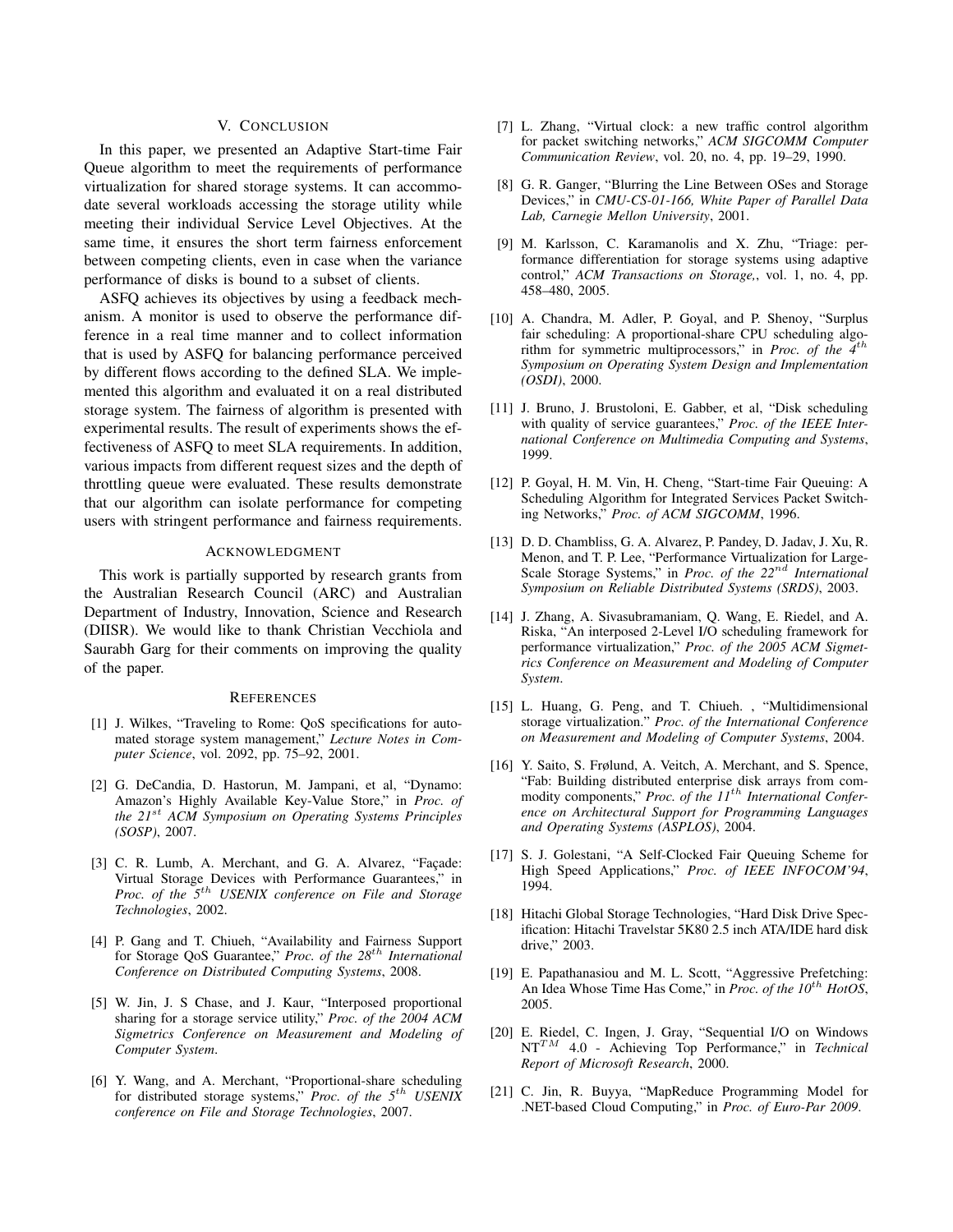## V. Conclusion

In this paper, we presented an Adaptive Start-time Fair Queue algorithm to meet the requirements of performance virtualization for shared storage systems. It can accommodate several workloads accessing the storage utility while meeting their individual Service Level Objectives. At the same time, it ensures the short term fairness enforcement between competing clients, even in case when the variance performance of disks is bound to a subset of clients.

ASFQ achieves its objectives by using a feedback mechanism. A monitor is used to observe the performance difference in a real time manner and to collect information that is used by ASFQ for balancing performance perceived by different flows according to the defined SLA. We implemented this algorithm and evaluated it on a real distributed storage system. The fairness of algorithm is presented with experimental results. The result of experiments shows the effectiveness of ASFQ to meet SLA requirements. In addition, various impacts from different request sizes and the depth of throttling queue were evaluated. These results demonstrate that our algorithm can isolate performance for competing users with stringent performance and fairness requirements.

## Acknowledgment

This work is partially supported by research grants from the Australian Research Council (ARC) and Australian Department of Industry, Innovation, Science and Research (DIISR). We would like to thank Christian Vecchiola and Saurabh Garg for their comments on improving the quality of the paper.

## References

[1] J. Wilkes, "Traveling to Rome: QoS specifications for automated storage system management," *Lecture Notes in Computer Science*, vol. 2092, pp. 75–92, 2001.

[2] G. DeCandia, D. Hastorun, M. Jampani, et al, "Dynamo: Amazon's Highly Available Key-Value Store," in *Proc. of the 21st ACM Symposium on Operating Systems Principles (SOSP)*, 2007.

[3] C. R. Lumb, A. Merchant, and G. A. Alvarez, "Façade: Virtual Storage Devices with Performance Guarantees," in *Proc. of the 5th USENIX conference on File and Storage Technologies*, 2002.

[4] P. Gang and T. Chiueh, "Availability and Fairness Support for Storage QoS Guarantee," *Proc. of the 28th International Conference on Distributed Computing Systems*, 2008.

[5] W. Jin, J. S Chase, and J. Kaur, "Interposed proportional sharing for a storage service utility," *Proc. of the 2004 ACM Sigmetrics Conference on Measurement and Modeling of Computer System*.

[6] Y. Wang, and A. Merchant, "Proportional-share scheduling for distributed storage systems," *Proc. of the 5th USENIX conference on File and Storage Technologies*, 2007.

[7] L. Zhang, "Virtual clock: a new traffic control algorithm for packet switching networks," *ACM SIGCOMM Computer Communication Review*, vol. 20, no. 4, pp. 19–29, 1990.

[8] G. R. Ganger, "Blurring the Line Between OSes and Storage Devices," in *CMU-CS-01-166, White Paper of Parallel Data Lab, Carnegie Mellon University*, 2001.

[9] M. Karlsson, C. Karamanolis and X. Zhu, "Triage: performance differentiation for storage systems using adaptive control," *ACM Transactions on Storage,*, vol. 1, no. 4, pp. 458–480, 2005.

[10] A. Chandra, M. Adler, P. Goyal, and P. Shenoy, "Surplus fair scheduling: A proportional-share CPU scheduling algorithm for symmetric multiprocessors," in *Proc. of the 4th Symposium on Operating System Design and Implementation (OSDI)*, 2000.

[11] J. Bruno, J. Brustoloni, E. Gabber, et al, "Disk scheduling with quality of service guarantees," *Proc. of the IEEE International Conference on Multimedia Computing and Systems*, 1999.

[12] P. Goyal, H. M. Vin, H. Cheng, "Start-time Fair Queuing: A Scheduling Algorithm for Integrated Services Packet Switching Networks," *Proc. of ACM SIGCOMM*, 1996.

[13] D. D. Chambliss, G. A. Alvarez, P. Pandey, D. Jadav, J. Xu, R. Menon, and T. P. Lee, "Performance Virtualization for Large-Scale Storage Systems," in *Proc. of the 22nd International Symposium on Reliable Distributed Systems (SRDS)*, 2003.

[14] J. Zhang, A. Sivasubramaniam, Q. Wang, E. Riedel, and A. Riska, "An interposed 2-Level I/O scheduling framework for performance virtualization," *Proc. of the 2005 ACM Sigmetrics Conference on Measurement and Modeling of Computer System*.

[15] L. Huang, G. Peng, and T. Chiueh. , "Multidimensional storage virtualization." *Proc. of the International Conference on Measurement and Modeling of Computer Systems*, 2004.

[16] Y. Saito, S. Frølund, A. Veitch, A. Merchant, and S. Spence, "Fab: Building distributed enterprise disk arrays from commodity components," *Proc. of the 11th International Conference on Architectural Support for Programming Languages and Operating Systems (ASPLOS)*, 2004.

[17] S. J. Golestani, "A Self-Clocked Fair Queuing Scheme for High Speed Applications," *Proc. of IEEE INFOCOM'94*, 1994.

[18] Hitachi Global Storage Technologies, "Hard Disk Drive Specification: Hitachi Travelstar 5K80 2.5 inch ATA/IDE hard disk drive," 2003.

[19] E. Papathanasiou and M. L. Scott, "Aggressive Prefetching: An Idea Whose Time Has Come," in *Proc. of the 10th HotOS*, 2005.

[20] E. Riedel, C. Ingen, J. Gray, "Sequential I/O on Windows NT$^{TM}$ 4.0 - Achieving Top Performance," in *Technical Report of Microsoft Research*, 2000.

[21] C. Jin, R. Buyya, "MapReduce Programming Model for .NET-based Cloud Computing," in *Proc. of Euro-Par 2009*.